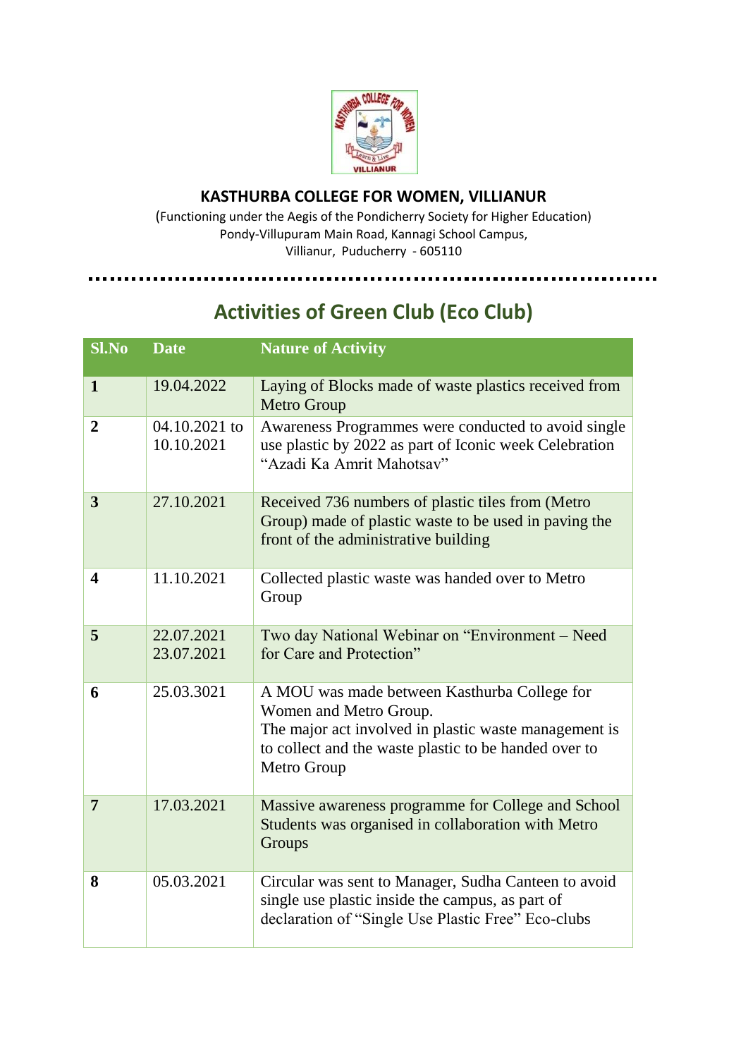**KASTHURBA COLLEGE FOR WOMEN, VILLIANUR**

(Functioning under the Aegis of the Pondicherry Society for Higher Education)
Pondy-Villupuram Main Road, Kannagi School Campus,
Villianur, Puducherry - 605110

## Activities of Green Club (Eco Club)

| Sl.No | Date | Nature of Activity |
|---|---|---|
| **1** | 19.04.2022 | Laying of Blocks made of waste plastics received from Metro Group |
| **2** | 04.10.2021 to 10.10.2021 | Awareness Programmes were conducted to avoid single use plastic by 2022 as part of Iconic week Celebration "Azadi Ka Amrit Mahotsav" |
| **3** | 27.10.2021 | Received 736 numbers of plastic tiles from (Metro Group) made of plastic waste to be used in paving the front of the administrative building |
| **4** | 11.10.2021 | Collected plastic waste was handed over to Metro Group |
| **5** | 22.07.2021 23.07.2021 | Two day National Webinar on "Environment – Need for Care and Protection" |
| **6** | 25.03.3021 | A MOU was made between Kasthurba College for Women and Metro Group. The major act involved in plastic waste management is to collect and the waste plastic to be handed over to Metro Group |
| **7** | 17.03.2021 | Massive awareness programme for College and School Students was organised in collaboration with Metro Groups |
| **8** | 05.03.2021 | Circular was sent to Manager, Sudha Canteen to avoid single use plastic inside the campus, as part of declaration of "Single Use Plastic Free" Eco-clubs |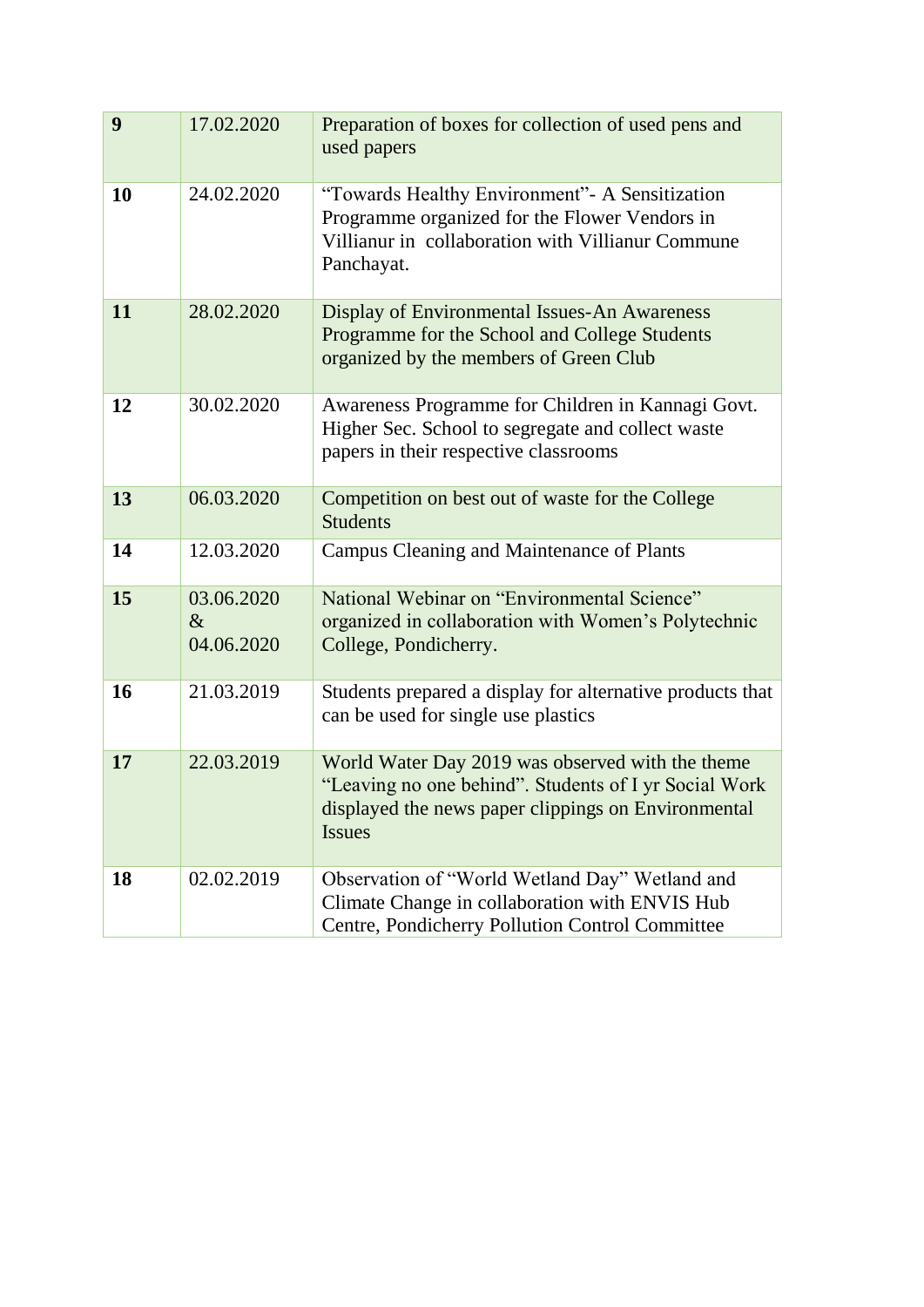| | | |
|---|---|---|
| **9** | 17.02.2020 | Preparation of boxes for collection of used pens and used papers |
| **10** | 24.02.2020 | "Towards Healthy Environment"- A Sensitization Programme organized for the Flower Vendors in Villianur in collaboration with Villianur Commune Panchayat. |
| **11** | 28.02.2020 | Display of Environmental Issues-An Awareness Programme for the School and College Students organized by the members of Green Club |
| **12** | 30.02.2020 | Awareness Programme for Children in Kannagi Govt. Higher Sec. School to segregate and collect waste papers in their respective classrooms |
| **13** | 06.03.2020 | Competition on best out of waste for the College Students |
| **14** | 12.03.2020 | Campus Cleaning and Maintenance of Plants |
| **15** | 03.06.2020 & 04.06.2020 | National Webinar on "Environmental Science" organized in collaboration with Women's Polytechnic College, Pondicherry. |
| **16** | 21.03.2019 | Students prepared a display for alternative products that can be used for single use plastics |
| **17** | 22.03.2019 | World Water Day 2019 was observed with the theme "Leaving no one behind". Students of I yr Social Work displayed the news paper clippings on Environmental Issues |
| **18** | 02.02.2019 | Observation of "World Wetland Day" Wetland and Climate Change in collaboration with ENVIS Hub Centre, Pondicherry Pollution Control Committee |